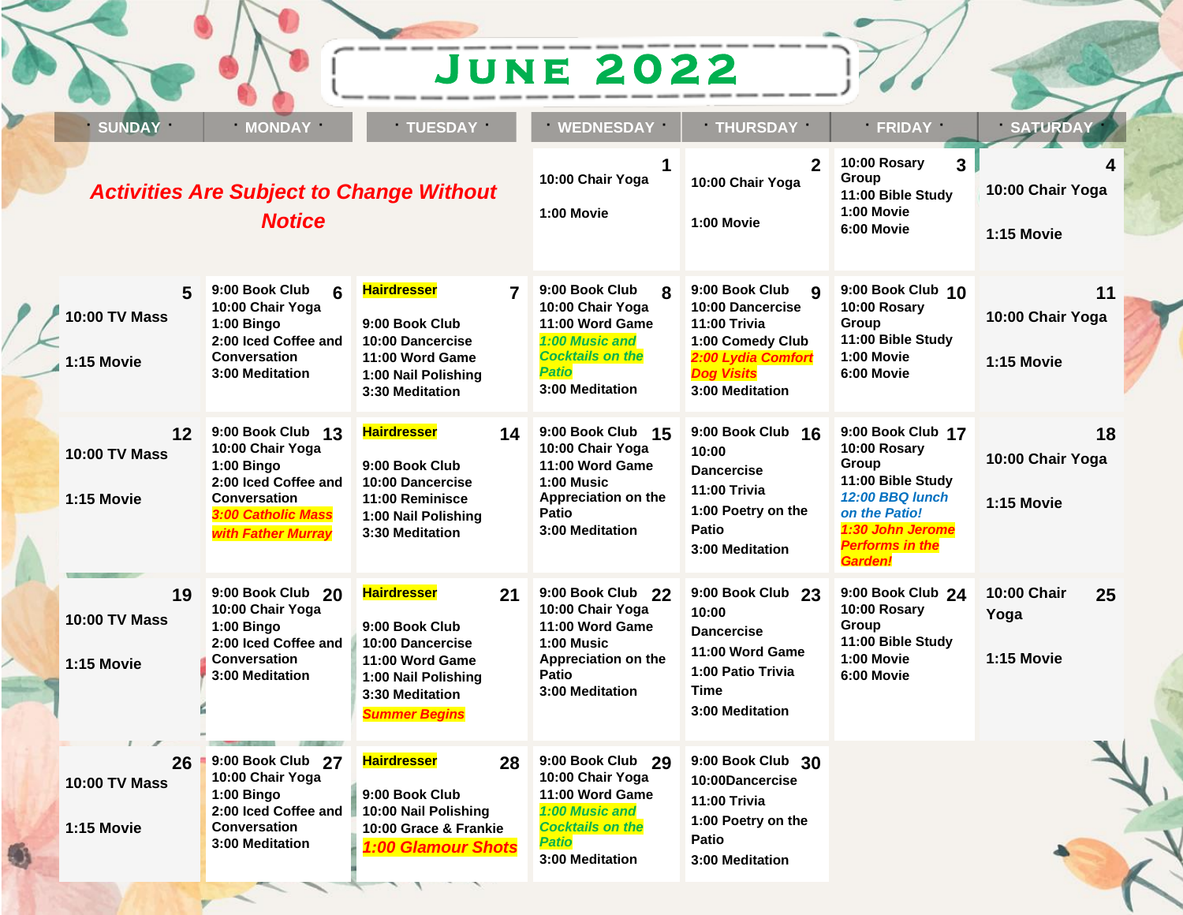# June 2022

| SUNDAY | MONDAY | TUESDAY | WEDNESDAY | THURSDAY | FRIDAY | SATURDAY |
|---|---|---|---|---|---|---|
| ***Activities Are Subject to Change Without Notice*** | | | **1**<br>10:00 Chair Yoga<br><br>1:00 Movie | **2**<br>10:00 Chair Yoga<br><br>1:00 Movie | **3**<br>10:00 Rosary Group<br>11:00 Bible Study<br>1:00 Movie<br>6:00 Movie | **4**<br>10:00 Chair Yoga<br><br>1:15 Movie |
| **5**<br>10:00 TV Mass<br><br>1:15 Movie | **6**<br>9:00 Book Club<br>10:00 Chair Yoga<br>1:00 Bingo<br>2:00 Iced Coffee and Conversation<br>3:00 Meditation | **7**<br>Hairdresser<br><br>9:00 Book Club<br>10:00 Dancercise<br>11:00 Word Game<br>1:00 Nail Polishing<br>3:30 Meditation | **8**<br>9:00 Book Club<br>10:00 Chair Yoga<br>11:00 Word Game<br>*1:00 Music and Cocktails on the Patio*<br>3:00 Meditation | **9**<br>9:00 Book Club<br>10:00 Dancercise<br>11:00 Trivia<br>1:00 Comedy Club<br>*2:00 Lydia Comfort Dog Visits*<br>3:00 Meditation | **10**<br>9:00 Book Club<br>10:00 Rosary Group<br>11:00 Bible Study<br>1:00 Movie<br>6:00 Movie | **11**<br>10:00 Chair Yoga<br><br>1:15 Movie |
| **12**<br>10:00 TV Mass<br><br>1:15 Movie | **13**<br>9:00 Book Club<br>10:00 Chair Yoga<br>1:00 Bingo<br>2:00 Iced Coffee and Conversation<br>*3:00 Catholic Mass with Father Murray* | **14**<br>Hairdresser<br><br>9:00 Book Club<br>10:00 Dancercise<br>11:00 Reminisce<br>1:00 Nail Polishing<br>3:30 Meditation | **15**<br>9:00 Book Club<br>10:00 Chair Yoga<br>11:00 Word Game<br>1:00 Music Appreciation on the Patio<br>3:00 Meditation | **16**<br>9:00 Book Club<br>10:00 Dancercise<br>11:00 Trivia<br>1:00 Poetry on the Patio<br>3:00 Meditation | **17**<br>9:00 Book Club<br>10:00 Rosary Group<br>11:00 Bible Study<br>*12:00 BBQ lunch on the Patio!*<br>*1:30 John Jerome Performs in the Garden!* | **18**<br>10:00 Chair Yoga<br><br>1:15 Movie |
| **19**<br>10:00 TV Mass<br><br>1:15 Movie | **20**<br>9:00 Book Club<br>10:00 Chair Yoga<br>1:00 Bingo<br>2:00 Iced Coffee and Conversation<br>3:00 Meditation | **21**<br>Hairdresser<br><br>9:00 Book Club<br>10:00 Dancercise<br>11:00 Word Game<br>1:00 Nail Polishing<br>3:30 Meditation<br>*Summer Begins* | **22**<br>9:00 Book Club<br>10:00 Chair Yoga<br>11:00 Word Game<br>1:00 Music Appreciation on the Patio<br>3:00 Meditation | **23**<br>9:00 Book Club<br>10:00 Dancercise<br>11:00 Word Game<br>1:00 Patio Trivia Time<br>3:00 Meditation | **24**<br>9:00 Book Club<br>10:00 Rosary Group<br>11:00 Bible Study<br>1:00 Movie<br>6:00 Movie | **25**<br>10:00 Chair Yoga<br><br>1:15 Movie |
| **26**<br>10:00 TV Mass<br><br>1:15 Movie | **27**<br>9:00 Book Club<br>10:00 Chair Yoga<br>1:00 Bingo<br>2:00 Iced Coffee and Conversation<br>3:00 Meditation | **28**<br>Hairdresser<br><br>9:00 Book Club<br>10:00 Nail Polishing<br>10:00 Grace & Frankie<br>*1:00 Glamour Shots* | **29**<br>9:00 Book Club<br>10:00 Chair Yoga<br>11:00 Word Game<br>*1:00 Music and Cocktails on the Patio*<br>3:00 Meditation | **30**<br>9:00 Book Club<br>10:00Dancercise<br>11:00 Trivia<br>1:00 Poetry on the Patio<br>3:00 Meditation | | |